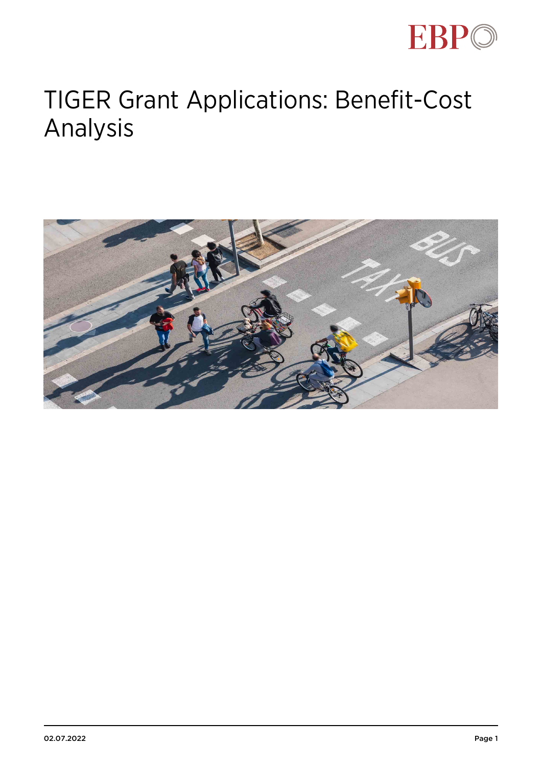# TIGER Grant Applications: Benefit-Cost Analysis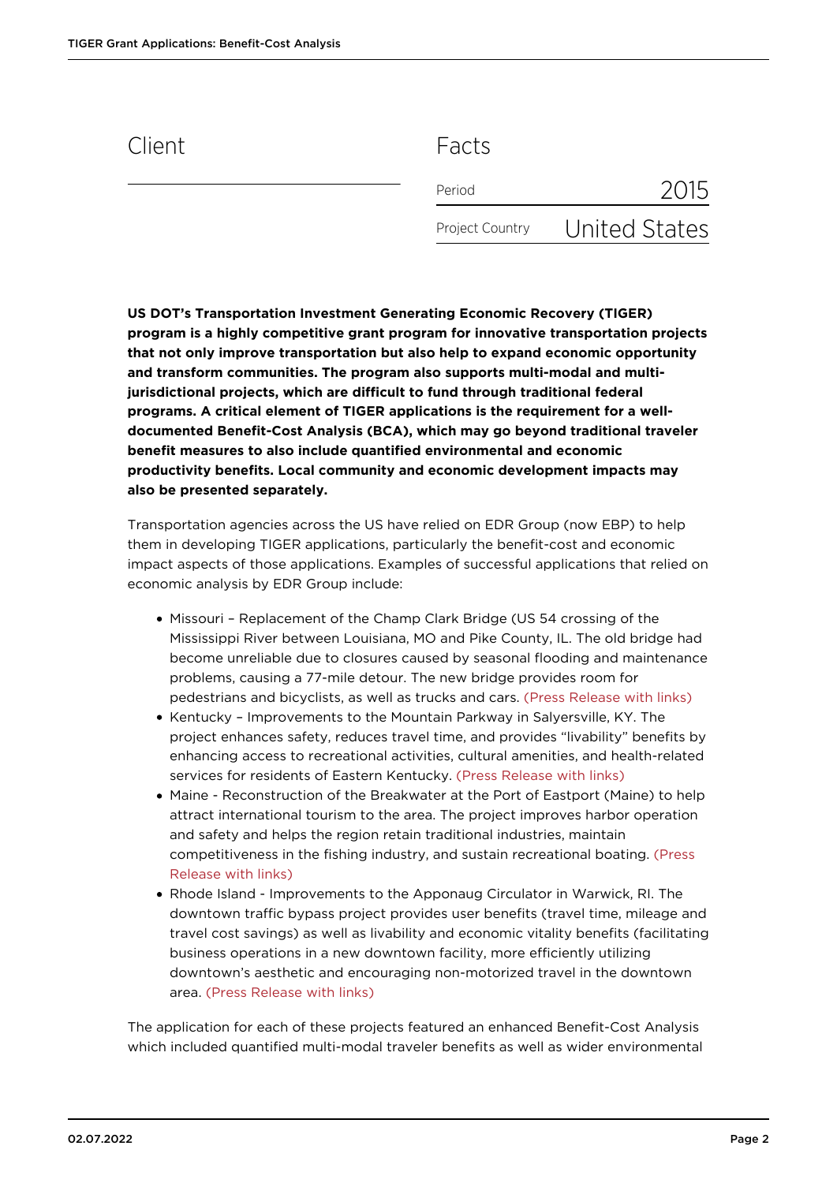## Client

## Facts

| Period | 2015 |
| --- | --- |
| Project Country | United States |

**US DOT's Transportation Investment Generating Economic Recovery (TIGER) program is a highly competitive grant program for innovative transportation projects that not only improve transportation but also help to expand economic opportunity and transform communities. The program also supports multi-modal and multi-jurisdictional projects, which are difficult to fund through traditional federal programs. A critical element of TIGER applications is the requirement for a well-documented Benefit-Cost Analysis (BCA), which may go beyond traditional traveler benefit measures to also include quantified environmental and economic productivity benefits. Local community and economic development impacts may also be presented separately.**

Transportation agencies across the US have relied on EDR Group (now EBP) to help them in developing TIGER applications, particularly the benefit-cost and economic impact aspects of those applications. Examples of successful applications that relied on economic analysis by EDR Group include:

- Missouri – Replacement of the Champ Clark Bridge (US 54 crossing of the Mississippi River between Louisiana, MO and Pike County, IL. The old bridge had become unreliable due to closures caused by seasonal flooding and maintenance problems, causing a 77-mile detour. The new bridge provides room for pedestrians and bicyclists, as well as trucks and cars. (Press Release with links)
- Kentucky – Improvements to the Mountain Parkway in Salyersville, KY. The project enhances safety, reduces travel time, and provides "livability" benefits by enhancing access to recreational activities, cultural amenities, and health-related services for residents of Eastern Kentucky. (Press Release with links)
- Maine - Reconstruction of the Breakwater at the Port of Eastport (Maine) to help attract international tourism to the area. The project improves harbor operation and safety and helps the region retain traditional industries, maintain competitiveness in the fishing industry, and sustain recreational boating. (Press Release with links)
- Rhode Island - Improvements to the Apponaug Circulator in Warwick, RI. The downtown traffic bypass project provides user benefits (travel time, mileage and travel cost savings) as well as livability and economic vitality benefits (facilitating business operations in a new downtown facility, more efficiently utilizing downtown's aesthetic and encouraging non-motorized travel in the downtown area. (Press Release with links)

The application for each of these projects featured an enhanced Benefit-Cost Analysis which included quantified multi-modal traveler benefits as well as wider environmental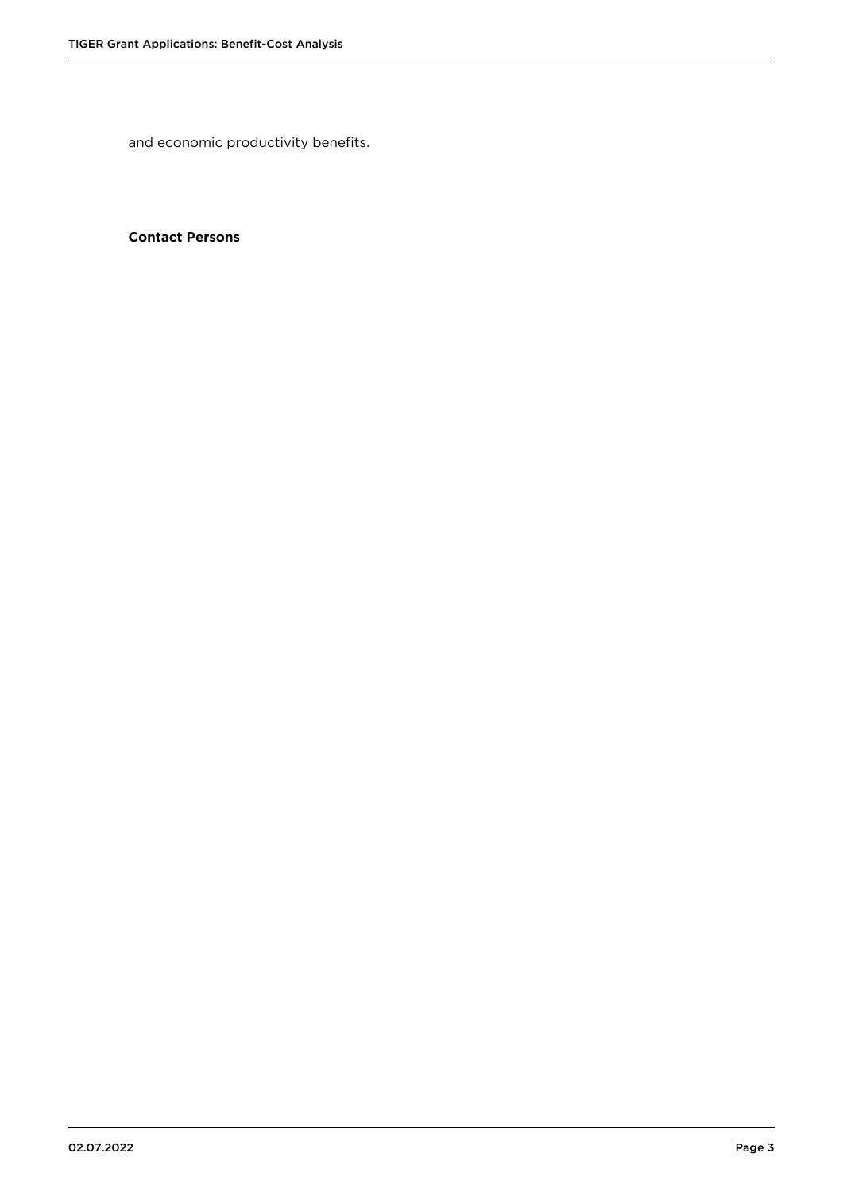and economic productivity benefits.

**Contact Persons**